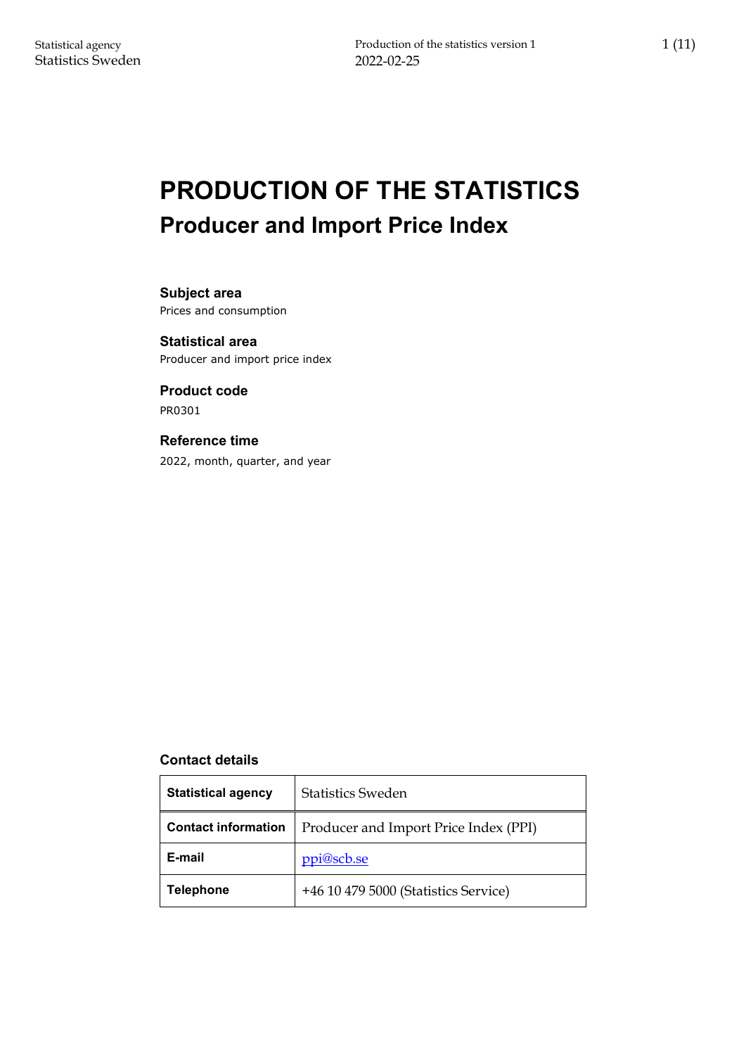# PRODUCTION OF THE STATISTICS

## Producer and Import Price Index

**Subject area**
Prices and consumption

**Statistical area**
Producer and import price index

**Product code**
PR0301

**Reference time**
2022, month, quarter, and year

**Contact details**

| **Statistical agency** | Statistics Sweden |
|---|---|
| **Contact information** | Producer and Import Price Index (PPI) |
| **E-mail** | ppi@scb.se |
| **Telephone** | +46 10 479 5000 (Statistics Service) |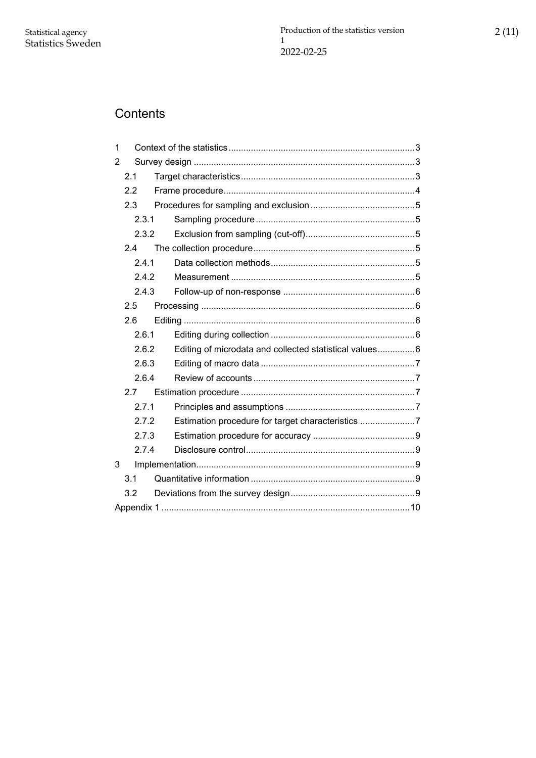## Contents

- 1 Context of the statistics ..........3
- 2 Survey design ..........3
  - 2.1 Target characteristics ..........3
  - 2.2 Frame procedure ..........4
  - 2.3 Procedures for sampling and exclusion ..........5
    - 2.3.1 Sampling procedure ..........5
    - 2.3.2 Exclusion from sampling (cut-off) ..........5
  - 2.4 The collection procedure ..........5
    - 2.4.1 Data collection methods ..........5
    - 2.4.2 Measurement ..........5
    - 2.4.3 Follow-up of non-response ..........6
  - 2.5 Processing ..........6
  - 2.6 Editing ..........6
    - 2.6.1 Editing during collection ..........6
    - 2.6.2 Editing of microdata and collected statistical values ..........6
    - 2.6.3 Editing of macro data ..........7
    - 2.6.4 Review of accounts ..........7
  - 2.7 Estimation procedure ..........7
    - 2.7.1 Principles and assumptions ..........7
    - 2.7.2 Estimation procedure for target characteristics ..........7
    - 2.7.3 Estimation procedure for accuracy ..........9
    - 2.7.4 Disclosure control ..........9
- 3 Implementation ..........9
  - 3.1 Quantitative information ..........9
  - 3.2 Deviations from the survey design ..........9
- Appendix 1 ..........10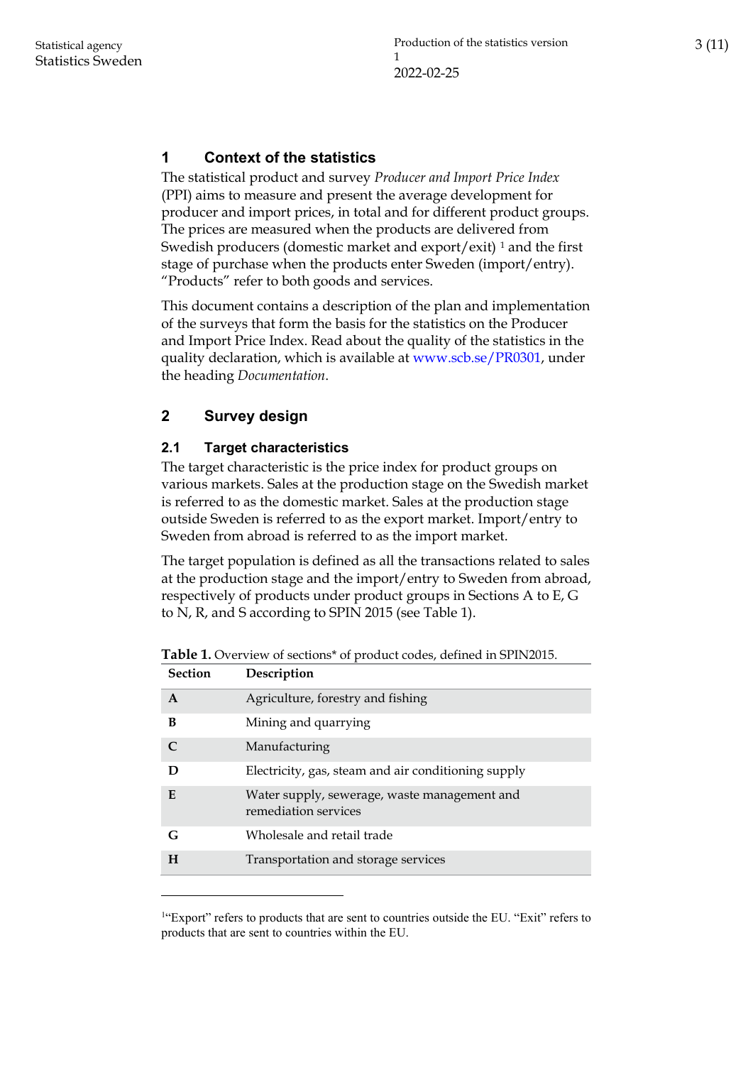## 1 Context of the statistics

The statistical product and survey *Producer and Import Price Index* (PPI) aims to measure and present the average development for producer and import prices, in total and for different product groups. The prices are measured when the products are delivered from Swedish producers (domestic market and export/exit) [1] and the first stage of purchase when the products enter Sweden (import/entry). "Products" refer to both goods and services.

This document contains a description of the plan and implementation of the surveys that form the basis for the statistics on the Producer and Import Price Index. Read about the quality of the statistics in the quality declaration, which is available at www.scb.se/PR0301, under the heading *Documentation*.

## 2 Survey design

### 2.1 Target characteristics

The target characteristic is the price index for product groups on various markets. Sales at the production stage on the Swedish market is referred to as the domestic market. Sales at the production stage outside Sweden is referred to as the export market. Import/entry to Sweden from abroad is referred to as the import market.

The target population is defined as all the transactions related to sales at the production stage and the import/entry to Sweden from abroad, respectively of products under product groups in Sections A to E, G to N, R, and S according to SPIN 2015 (see Table 1).

**Table 1.** Overview of sections* of product codes, defined in SPIN2015.

| Section | Description |
|---|---|
| **A** | Agriculture, forestry and fishing |
| **B** | Mining and quarrying |
| **C** | Manufacturing |
| **D** | Electricity, gas, steam and air conditioning supply |
| **E** | Water supply, sewerage, waste management and remediation services |
| **G** | Wholesale and retail trade |
| **H** | Transportation and storage services |

[1] "Export" refers to products that are sent to countries outside the EU. "Exit" refers to products that are sent to countries within the EU.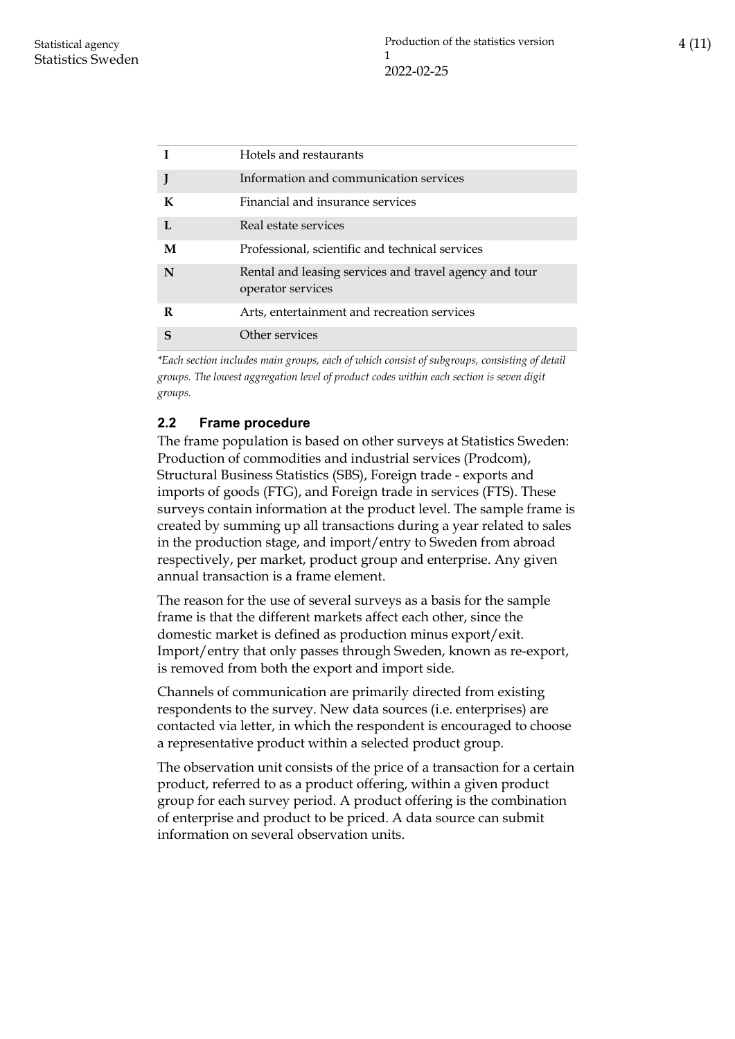| | |
|---|---|
| **I** | Hotels and restaurants |
| **J** | Information and communication services |
| **K** | Financial and insurance services |
| **L** | Real estate services |
| **M** | Professional, scientific and technical services |
| **N** | Rental and leasing services and travel agency and tour operator services |
| **R** | Arts, entertainment and recreation services |
| **S** | Other services |

*\*Each section includes main groups, each of which consist of subgroups, consisting of detail groups. The lowest aggregation level of product codes within each section is seven digit groups.*

### 2.2 Frame procedure

The frame population is based on other surveys at Statistics Sweden: Production of commodities and industrial services (Prodcom), Structural Business Statistics (SBS), Foreign trade - exports and imports of goods (FTG), and Foreign trade in services (FTS). These surveys contain information at the product level. The sample frame is created by summing up all transactions during a year related to sales in the production stage, and import/entry to Sweden from abroad respectively, per market, product group and enterprise. Any given annual transaction is a frame element.

The reason for the use of several surveys as a basis for the sample frame is that the different markets affect each other, since the domestic market is defined as production minus export/exit. Import/entry that only passes through Sweden, known as re-export, is removed from both the export and import side.

Channels of communication are primarily directed from existing respondents to the survey. New data sources (i.e. enterprises) are contacted via letter, in which the respondent is encouraged to choose a representative product within a selected product group.

The observation unit consists of the price of a transaction for a certain product, referred to as a product offering, within a given product group for each survey period. A product offering is the combination of enterprise and product to be priced. A data source can submit information on several observation units.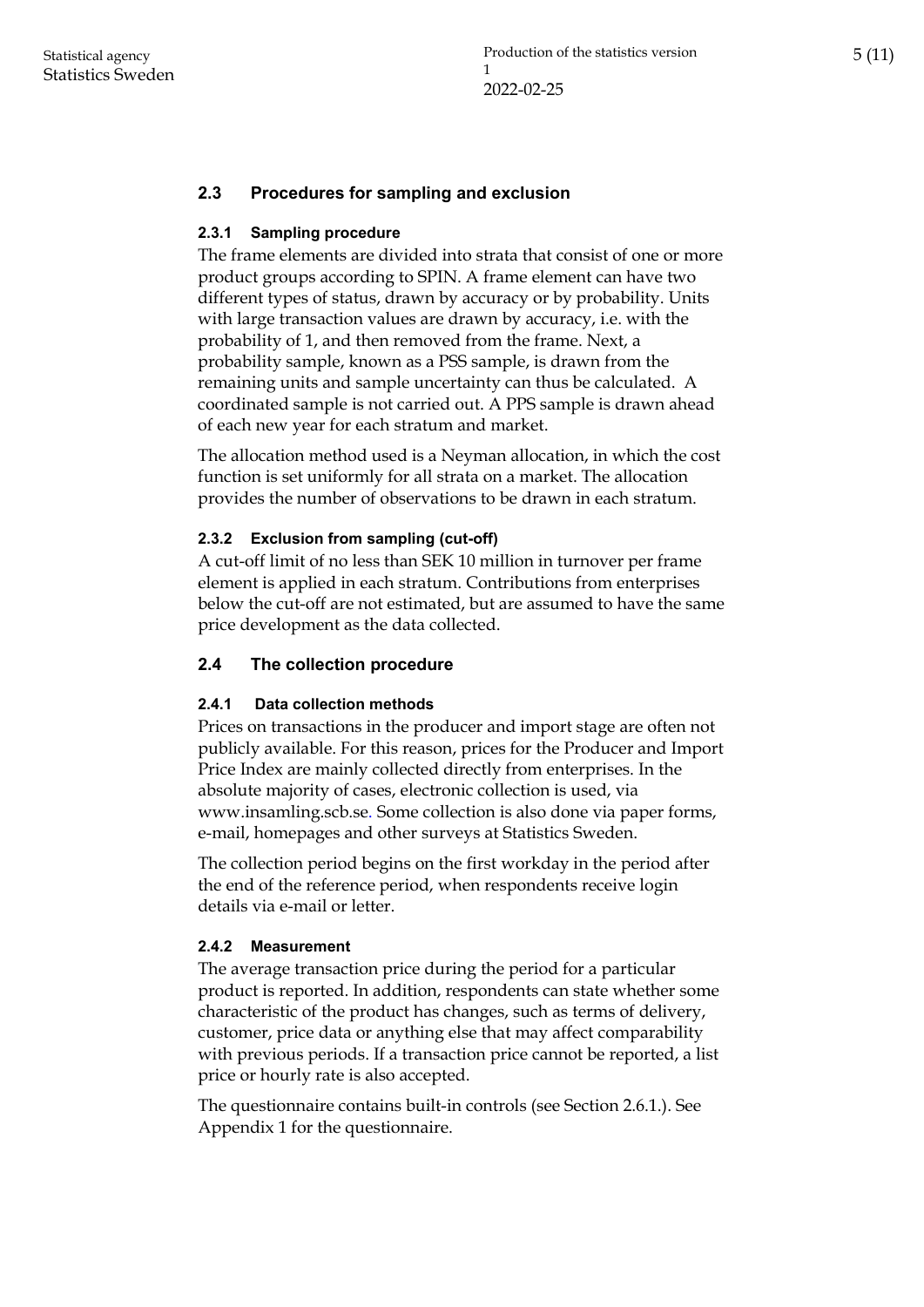## 2.3 Procedures for sampling and exclusion

### 2.3.1 Sampling procedure

The frame elements are divided into strata that consist of one or more product groups according to SPIN. A frame element can have two different types of status, drawn by accuracy or by probability. Units with large transaction values are drawn by accuracy, i.e. with the probability of 1, and then removed from the frame. Next, a probability sample, known as a PSS sample, is drawn from the remaining units and sample uncertainty can thus be calculated. A coordinated sample is not carried out. A PPS sample is drawn ahead of each new year for each stratum and market.

The allocation method used is a Neyman allocation, in which the cost function is set uniformly for all strata on a market. The allocation provides the number of observations to be drawn in each stratum.

### 2.3.2 Exclusion from sampling (cut-off)

A cut-off limit of no less than SEK 10 million in turnover per frame element is applied in each stratum. Contributions from enterprises below the cut-off are not estimated, but are assumed to have the same price development as the data collected.

## 2.4 The collection procedure

### 2.4.1 Data collection methods

Prices on transactions in the producer and import stage are often not publicly available. For this reason, prices for the Producer and Import Price Index are mainly collected directly from enterprises. In the absolute majority of cases, electronic collection is used, via www.insamling.scb.se. Some collection is also done via paper forms, e-mail, homepages and other surveys at Statistics Sweden.

The collection period begins on the first workday in the period after the end of the reference period, when respondents receive login details via e-mail or letter.

### 2.4.2 Measurement

The average transaction price during the period for a particular product is reported. In addition, respondents can state whether some characteristic of the product has changes, such as terms of delivery, customer, price data or anything else that may affect comparability with previous periods. If a transaction price cannot be reported, a list price or hourly rate is also accepted.

The questionnaire contains built-in controls (see Section 2.6.1.). See Appendix 1 for the questionnaire.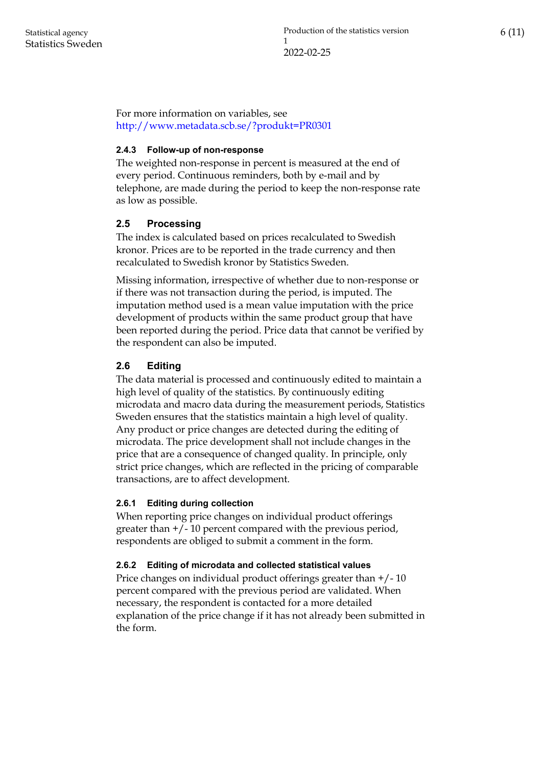For more information on variables, see http://www.metadata.scb.se/?produkt=PR0301

#### 2.4.3 Follow-up of non-response

The weighted non-response in percent is measured at the end of every period. Continuous reminders, both by e-mail and by telephone, are made during the period to keep the non-response rate as low as possible.

### 2.5 Processing

The index is calculated based on prices recalculated to Swedish kronor. Prices are to be reported in the trade currency and then recalculated to Swedish kronor by Statistics Sweden.

Missing information, irrespective of whether due to non-response or if there was not transaction during the period, is imputed. The imputation method used is a mean value imputation with the price development of products within the same product group that have been reported during the period. Price data that cannot be verified by the respondent can also be imputed.

### 2.6 Editing

The data material is processed and continuously edited to maintain a high level of quality of the statistics. By continuously editing microdata and macro data during the measurement periods, Statistics Sweden ensures that the statistics maintain a high level of quality. Any product or price changes are detected during the editing of microdata. The price development shall not include changes in the price that are a consequence of changed quality. In principle, only strict price changes, which are reflected in the pricing of comparable transactions, are to affect development.

#### 2.6.1 Editing during collection

When reporting price changes on individual product offerings greater than +/- 10 percent compared with the previous period, respondents are obliged to submit a comment in the form.

#### 2.6.2 Editing of microdata and collected statistical values

Price changes on individual product offerings greater than +/- 10 percent compared with the previous period are validated. When necessary, the respondent is contacted for a more detailed explanation of the price change if it has not already been submitted in the form.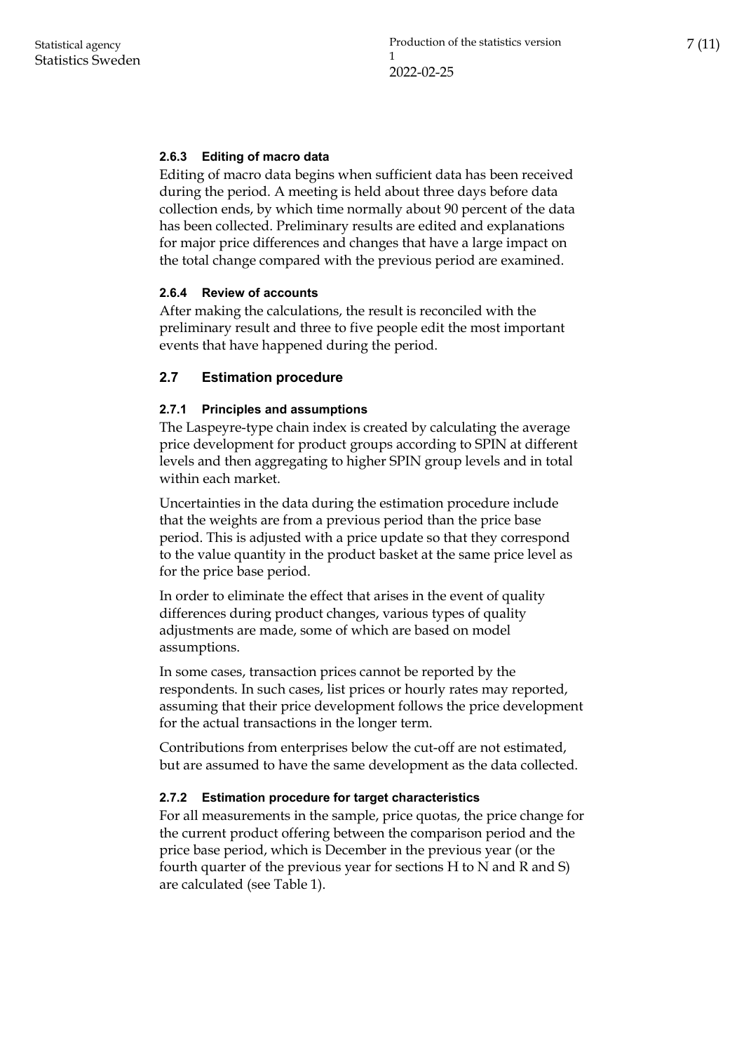#### 2.6.3 Editing of macro data

Editing of macro data begins when sufficient data has been received during the period. A meeting is held about three days before data collection ends, by which time normally about 90 percent of the data has been collected. Preliminary results are edited and explanations for major price differences and changes that have a large impact on the total change compared with the previous period are examined.

#### 2.6.4 Review of accounts

After making the calculations, the result is reconciled with the preliminary result and three to five people edit the most important events that have happened during the period.

### 2.7 Estimation procedure

#### 2.7.1 Principles and assumptions

The Laspeyre-type chain index is created by calculating the average price development for product groups according to SPIN at different levels and then aggregating to higher SPIN group levels and in total within each market.

Uncertainties in the data during the estimation procedure include that the weights are from a previous period than the price base period. This is adjusted with a price update so that they correspond to the value quantity in the product basket at the same price level as for the price base period.

In order to eliminate the effect that arises in the event of quality differences during product changes, various types of quality adjustments are made, some of which are based on model assumptions.

In some cases, transaction prices cannot be reported by the respondents. In such cases, list prices or hourly rates may reported, assuming that their price development follows the price development for the actual transactions in the longer term.

Contributions from enterprises below the cut-off are not estimated, but are assumed to have the same development as the data collected.

#### 2.7.2 Estimation procedure for target characteristics

For all measurements in the sample, price quotas, the price change for the current product offering between the comparison period and the price base period, which is December in the previous year (or the fourth quarter of the previous year for sections H to N and R and S) are calculated (see Table 1).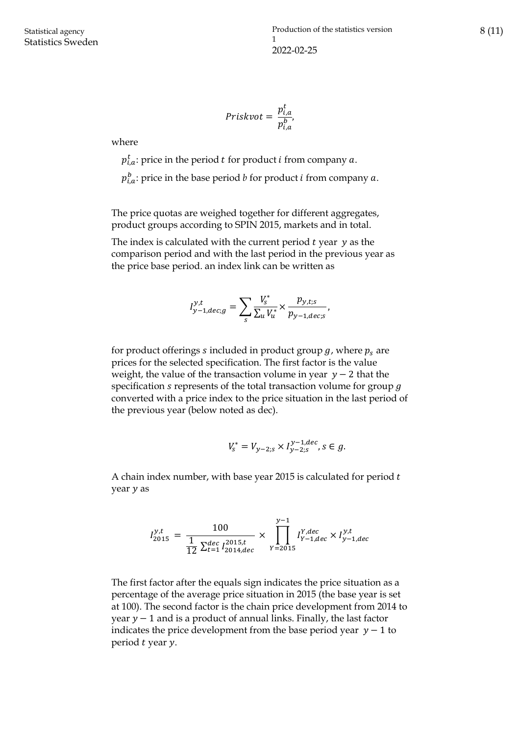$$Priskvot = \frac{p_{i,a}^{t}}{p_{i,a}^{b}},$$

where

$p_{i,a}^{t}$: price in the period $t$ for product $i$ from company $a$.

$p_{i,a}^{b}$: price in the base period $b$ for product $i$ from company $a$.

The price quotas are weighed together for different aggregates, product groups according to SPIN 2015, markets and in total.

The index is calculated with the current period $t$ year $y$ as the comparison period and with the last period in the previous year as the price base period. an index link can be written as

$$I_{y-1,dec;g}^{y,t} = \sum_{s} \frac{V_s^*}{\sum_u V_u^*} \times \frac{p_{y,t;s}}{p_{y-1,dec;s}},$$

for product offerings $s$ included in product group $g$, where $p_s$ are prices for the selected specification. The first factor is the value weight, the value of the transaction volume in year $y-2$ that the specification $s$ represents of the total transaction volume for group $g$ converted with a price index to the price situation in the last period of the previous year (below noted as dec).

$$V_s^* = V_{y-2;s} \times I_{y-2;s}^{y-1,dec}, s \in g.$$

A chain index number, with base year 2015 is calculated for period $t$ year $y$ as

$$I_{2015}^{y,t} = \frac{100}{\frac{1}{12}\sum_{t=1}^{dec} I_{2014,dec}^{2015,t}} \times \prod_{Y=2015}^{y-1} I_{Y-1,dec}^{Y,dec} \times I_{y-1,dec}^{y,t}$$

The first factor after the equals sign indicates the price situation as a percentage of the average price situation in 2015 (the base year is set at 100). The second factor is the chain price development from 2014 to year $y-1$ and is a product of annual links. Finally, the last factor indicates the price development from the base period year $y-1$ to period $t$ year $y$.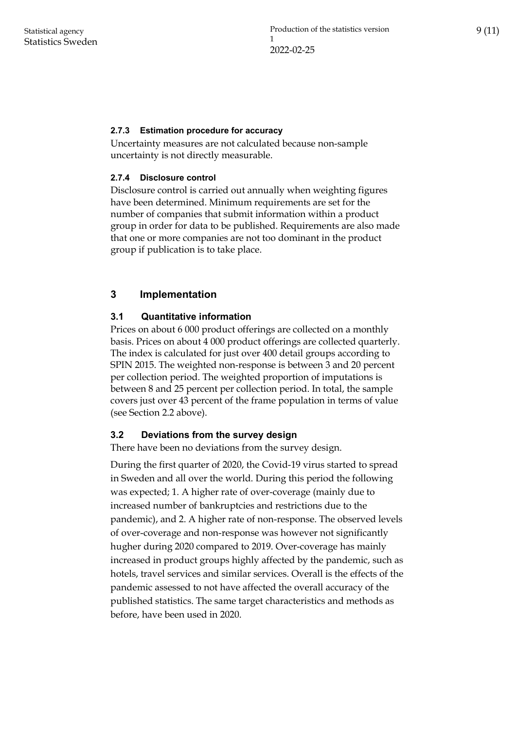#### 2.7.3 Estimation procedure for accuracy

Uncertainty measures are not calculated because non-sample uncertainty is not directly measurable.

#### 2.7.4 Disclosure control

Disclosure control is carried out annually when weighting figures have been determined. Minimum requirements are set for the number of companies that submit information within a product group in order for data to be published. Requirements are also made that one or more companies are not too dominant in the product group if publication is to take place.

## 3 Implementation

### 3.1 Quantitative information

Prices on about 6 000 product offerings are collected on a monthly basis. Prices on about 4 000 product offerings are collected quarterly. The index is calculated for just over 400 detail groups according to SPIN 2015. The weighted non-response is between 3 and 20 percent per collection period. The weighted proportion of imputations is between 8 and 25 percent per collection period. In total, the sample covers just over 43 percent of the frame population in terms of value (see Section 2.2 above).

### 3.2 Deviations from the survey design

There have been no deviations from the survey design.

During the first quarter of 2020, the Covid-19 virus started to spread in Sweden and all over the world. During this period the following was expected; 1. A higher rate of over-coverage (mainly due to increased number of bankruptcies and restrictions due to the pandemic), and 2. A higher rate of non-response. The observed levels of over-coverage and non-response was however not significantly hugher during 2020 compared to 2019. Over-coverage has mainly increased in product groups highly affected by the pandemic, such as hotels, travel services and similar services. Overall is the effects of the pandemic assessed to not have affected the overall accuracy of the published statistics. The same target characteristics and methods as before, have been used in 2020.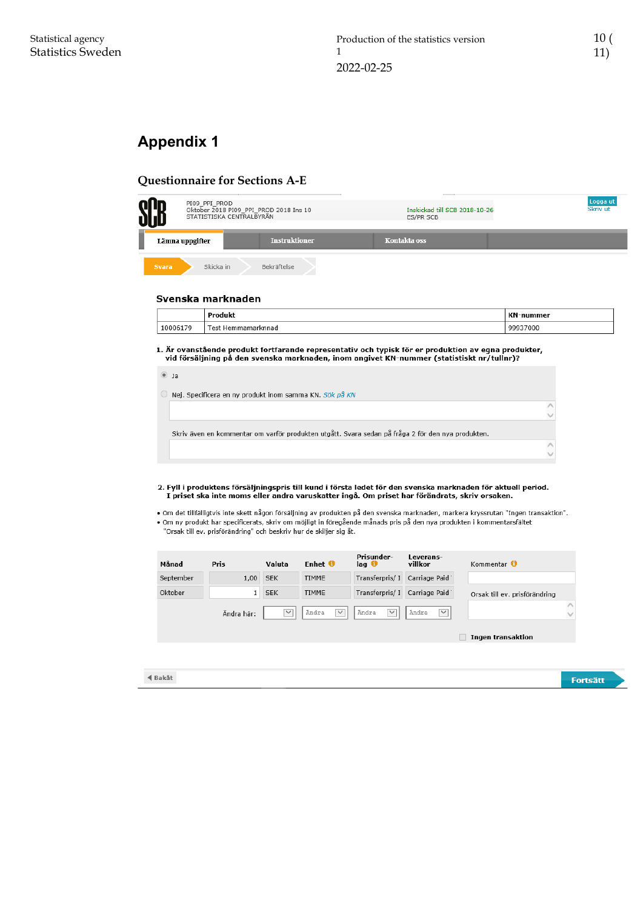# Appendix 1

## Questionnaire for Sections A-E

PI09_PPI_PROD
Oktober 2018 PI09_PPI_PROD 2018 Ins 10
STATISTISKA CENTRALBYRÅN

Inskickad till SCB 2018-10-26
ES/PR SCB

Logga ut
Skriv ut

Lämna uppgifter | Instruktioner | Kontakta oss

Svara > Skicka in > Bekräftelse

### Svenska marknaden

| | Produkt | KN-nummer |
|---|---|---|
| 10006179 | Test Hemmamarknnad | 99937000 |

**1. Är ovanstående produkt fortfarande representativ och typisk för er produktion av egna produkter, vid försäljning på den svenska marknaden, inom angivet KN-nummer (statistiskt nr/tullnr)?**

- Ja
- Nej. Specificera en ny produkt inom samma KN. *Sök på KN*

Skriv även en kommentar om varför produkten utgått. Svara sedan på fråga 2 för den nya produkten.

**2. Fyll i produktens försäljningspris till kund i första ledet för den svenska marknaden för aktuell period. I priset ska inte moms eller andra varuskatter ingå. Om priset har förändrats, skriv orsaken.**

- Om det tillfälligtvis inte skett någon försäljning av produkten på den svenska marknaden, markera kryssrutan "Ingen transaktion".
- Om ny produkt har specificerats, skriv om möjligt in föregående månads pris på den nya produkten i kommentarsfältet "Orsak till ev. prisförändring" och beskriv hur de skiljer sig åt.

| Månad | Pris | Valuta | Enhet | Prisunder-lag | Leverans-villkor | Kommentar |
|---|---|---|---|---|---|---|
| September | 1,00 | SEK | TIMME | Transferpris/ I | Carriage Paid | |
| Oktober | 1 | SEK | TIMME | Transferpris/ I | Carriage Paid | Orsak till ev. prisförändring |
| Ändra här: | | | Ändra | Ändra | Ändra | |

Ingen transaktion

Bakåt | Fortsätt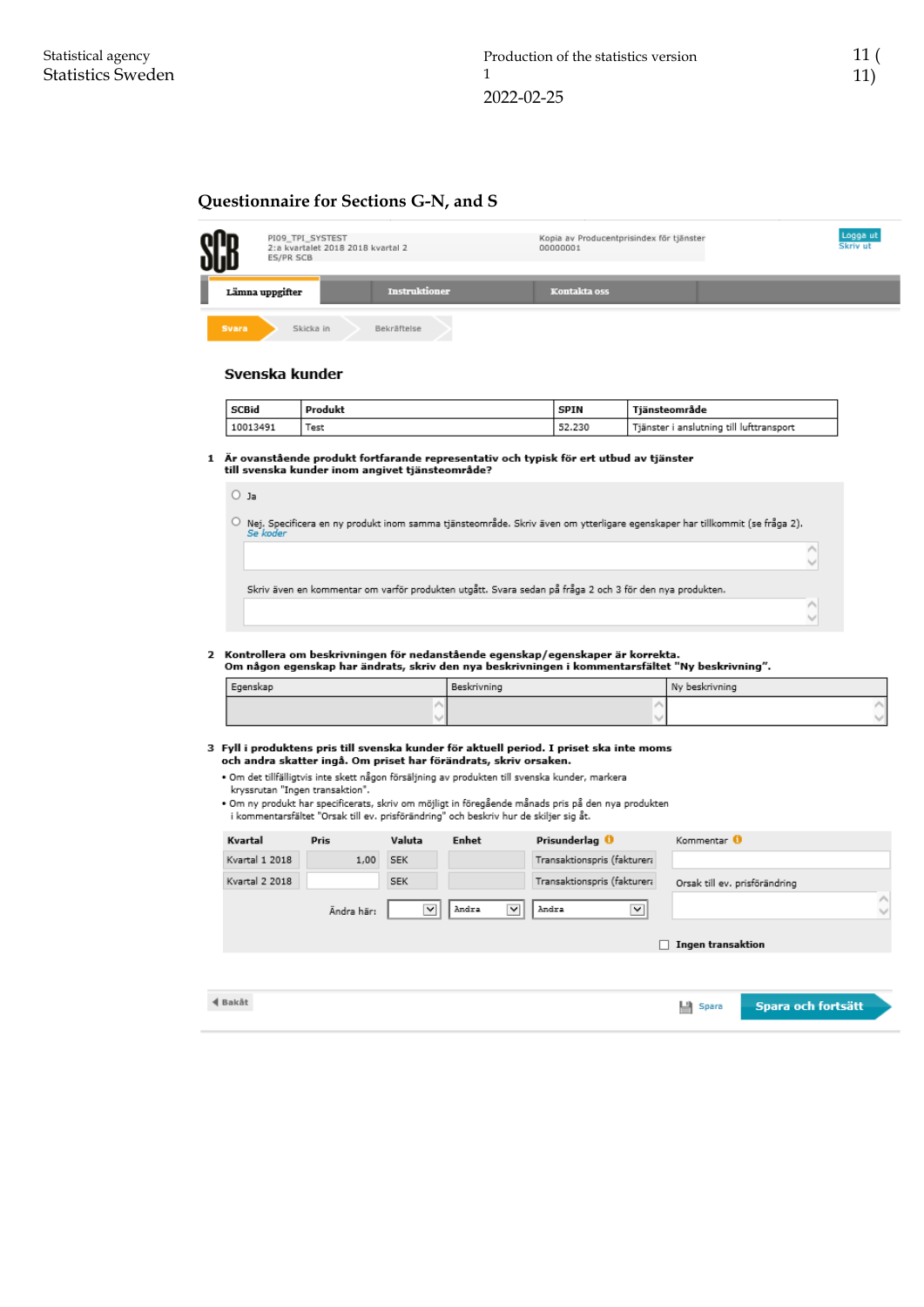## Questionnaire for Sections G-N, and S

PI09_TPI_SYSTEST
2:a kvartalet 2018 2018 kvartal 2
ES/PR SCB

Kopia av Producentprisindex för tjänster
00000001

Logga ut
Skriv ut

Lämna uppgifter | Instruktioner | Kontakta oss

Svara | Skicka in | Bekräftelse

### Svenska kunder

| SCBid | Produkt | SPIN | Tjänsteområde |
|---|---|---|---|
| 10013491 | Test | 52.230 | Tjänster i anslutning till lufttransport |

**1 Är ovanstående produkt fortfarande representativ och typisk för ert utbud av tjänster till svenska kunder inom angivet tjänsteområde?**

- Ja
- Nej. Specificera en ny produkt inom samma tjänsteområde. Skriv även om ytterligare egenskaper har tillkommit (se fråga 2).
  *Se koder*

Skriv även en kommentar om varför produkten utgått. Svara sedan på fråga 2 och 3 för den nya produkten.

**2 Kontrollera om beskrivningen för nedanstående egenskap/egenskaper är korrekta. Om någon egenskap har ändrats, skriv den nya beskrivningen i kommentarsfältet "Ny beskrivning".**

| Egenskap | Beskrivning | Ny beskrivning |
|---|---|---|
| | | |

**3 Fyll i produktens pris till svenska kunder för aktuell period. I priset ska inte moms och andra skatter ingå. Om priset har förändrats, skriv orsaken.**

- Om det tillfälligtvis inte skett någon försäljning av produkten till svenska kunder, markera kryssrutan "Ingen transaktion".
- Om ny produkt har specificerats, skriv om möjligt in föregående månads pris på den nya produkten i kommentarsfältet "Orsak till ev. prisförändring" och beskriv hur de skiljer sig åt.

| Kvartal | Pris | Valuta | Enhet | Prisunderlag |
|---|---|---|---|---|
| Kvartal 1 2018 | 1,00 | SEK | | Transaktionspris (fakturera |
| Kvartal 2 2018 | | SEK | | Transaktionspris (fakturera |
| Ändra här: | | | Ändra | Ändra |

Kommentar

Orsak till ev. prisförändring

Ingen transaktion

Bakåt | Spara | Spara och fortsätt